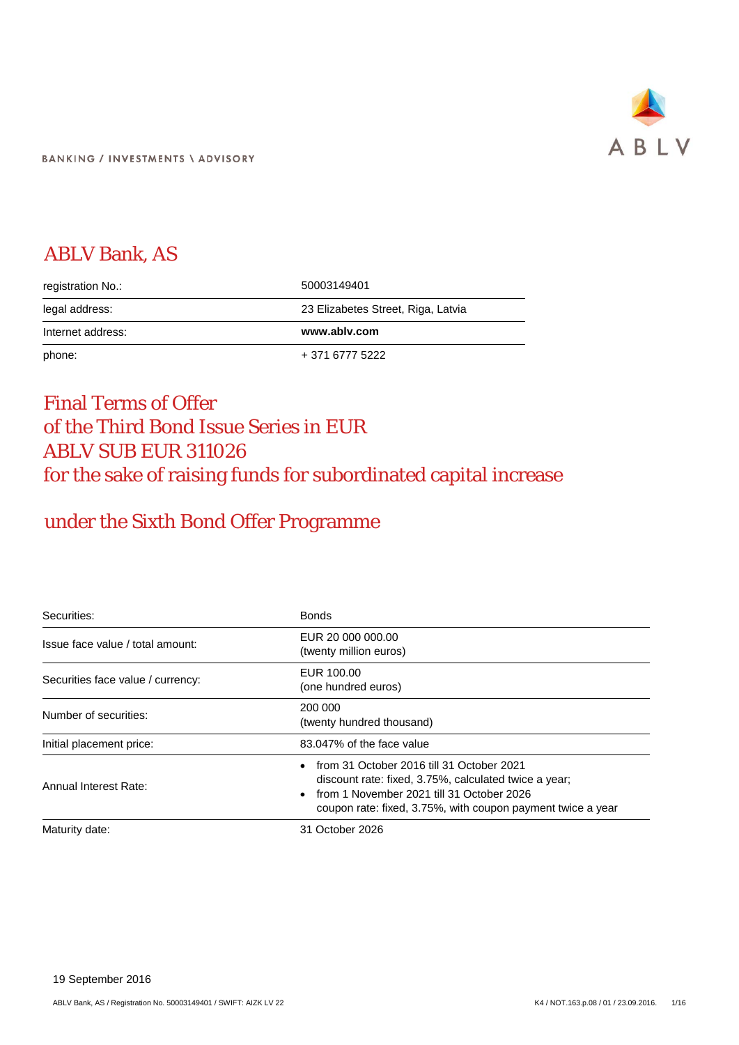BANKING / INVESTMENTS \ ADVISORY

ABLV

# ABLV Bank, AS

| | |
|---|---|
| registration No.: | 50003149401 |
| legal address: | 23 Elizabetes Street, Riga, Latvia |
| Internet address: | **www.ablv.com** |
| phone: | + 371 6777 5222 |

# Final Terms of Offer of the Third Bond Issue Series in EUR ABLV SUB EUR 311026 for the sake of raising funds for subordinated capital increase

## under the Sixth Bond Offer Programme

| | |
|---|---|
| Securities: | Bonds |
| Issue face value / total amount: | EUR 20 000 000.00<br>(twenty million euros) |
| Securities face value / currency: | EUR 100.00<br>(one hundred euros) |
| Number of securities: | 200 000<br>(twenty hundred thousand) |
| Initial placement price: | 83.047% of the face value |
| Annual Interest Rate: | • from 31 October 2016 till 31 October 2021 discount rate: fixed, 3.75%, calculated twice a year;<br>• from 1 November 2021 till 31 October 2026 coupon rate: fixed, 3.75%, with coupon payment twice a year |
| Maturity date: | 31 October 2026 |

19 September 2016

ABLV Bank, AS / Registration No. 50003149401 / SWIFT: AIZK LV 22

K4 / NOT.163.p.08 / 01 / 23.09.2016.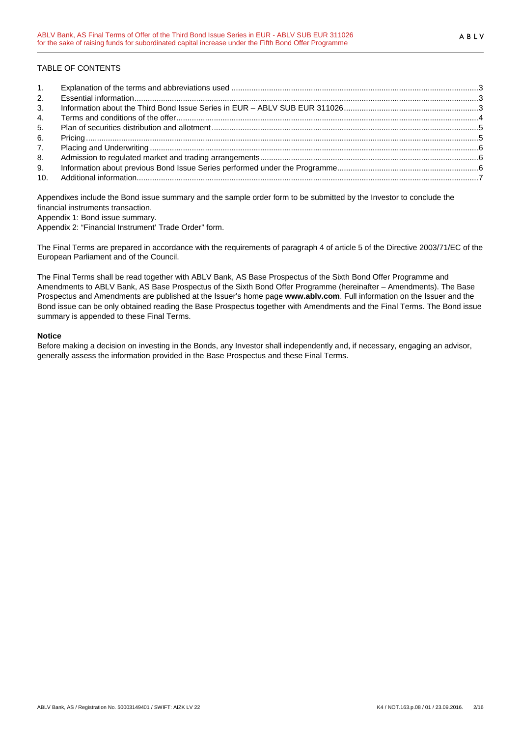TABLE OF CONTENTS

| | | |
|---|---|---|
| 1. | Explanation of the terms and abbreviations used | 3 |
| 2. | Essential information | 3 |
| 3. | Information about the Third Bond Issue Series in EUR – ABLV SUB EUR 311026 | 3 |
| 4. | Terms and conditions of the offer | 4 |
| 5. | Plan of securities distribution and allotment | 5 |
| 6. | Pricing | 5 |
| 7. | Placing and Underwriting | 6 |
| 8. | Admission to regulated market and trading arrangements | 6 |
| 9. | Information about previous Bond Issue Series performed under the Programme | 6 |
| 10. | Additional information | 7 |

Appendixes include the Bond issue summary and the sample order form to be submitted by the Investor to conclude the financial instruments transaction.

Appendix 1: Bond issue summary.

Appendix 2: "Financial Instrument' Trade Order" form.

The Final Terms are prepared in accordance with the requirements of paragraph 4 of article 5 of the Directive 2003/71/EC of the European Parliament and of the Council.

The Final Terms shall be read together with ABLV Bank, AS Base Prospectus of the Sixth Bond Offer Programme and Amendments to ABLV Bank, AS Base Prospectus of the Sixth Bond Offer Programme (hereinafter – Amendments). The Base Prospectus and Amendments are published at the Issuer's home page **www.ablv.com**. Full information on the Issuer and the Bond issue can be only obtained reading the Base Prospectus together with Amendments and the Final Terms. The Bond issue summary is appended to these Final Terms.

**Notice**

Before making a decision on investing in the Bonds, any Investor shall independently and, if necessary, engaging an advisor, generally assess the information provided in the Base Prospectus and these Final Terms.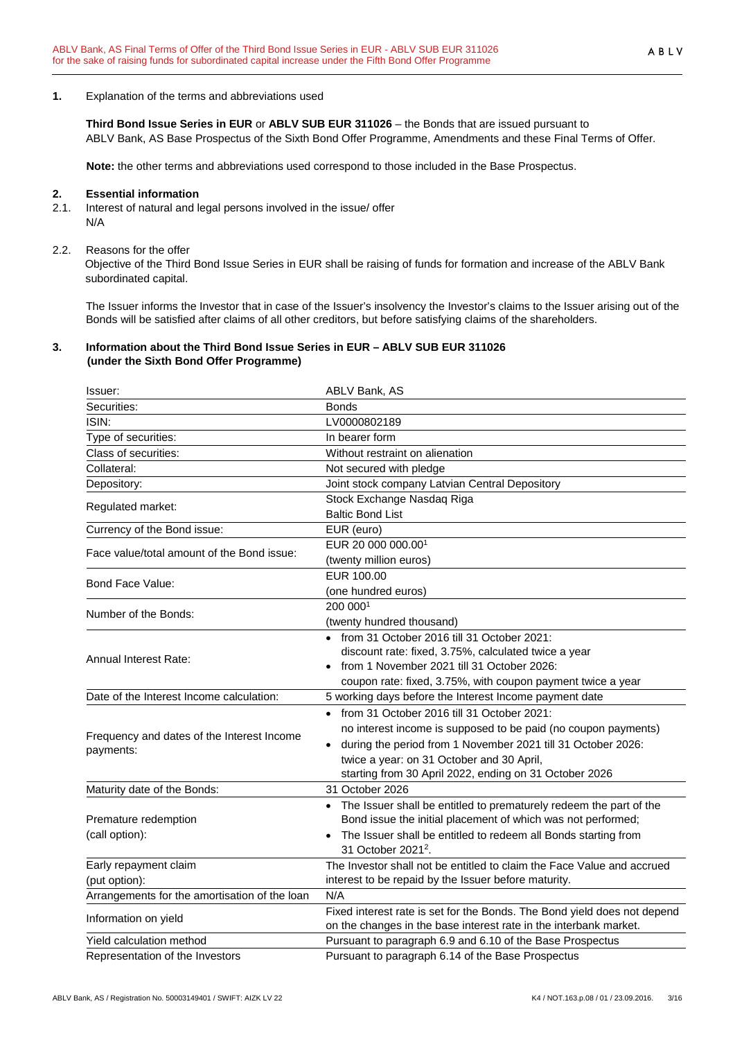## 1. Explanation of the terms and abbreviations used

**Third Bond Issue Series in EUR** or **ABLV SUB EUR 311026** – the Bonds that are issued pursuant to ABLV Bank, AS Base Prospectus of the Sixth Bond Offer Programme, Amendments and these Final Terms of Offer.

**Note:** the other terms and abbreviations used correspond to those included in the Base Prospectus.

## 2. Essential information

2.1. Interest of natural and legal persons involved in the issue/ offer

N/A

2.2. Reasons for the offer

Objective of the Third Bond Issue Series in EUR shall be raising of funds for formation and increase of the ABLV Bank subordinated capital.

The Issuer informs the Investor that in case of the Issuer's insolvency the Investor's claims to the Issuer arising out of the Bonds will be satisfied after claims of all other creditors, but before satisfying claims of the shareholders.

## 3. Information about the Third Bond Issue Series in EUR – ABLV SUB EUR 311026 (under the Sixth Bond Offer Programme)

| | |
|---|---|
| Issuer: | ABLV Bank, AS |
| Securities: | Bonds |
| ISIN: | LV0000802189 |
| Type of securities: | In bearer form |
| Class of securities: | Without restraint on alienation |
| Collateral: | Not secured with pledge |
| Depository: | Joint stock company Latvian Central Depository |
| Regulated market: | Stock Exchange Nasdaq Riga<br>Baltic Bond List |
| Currency of the Bond issue: | EUR (euro) |
| Face value/total amount of the Bond issue: | EUR 20 000 000.00[1]<br>(twenty million euros) |
| Bond Face Value: | EUR 100.00<br>(one hundred euros) |
| Number of the Bonds: | 200 000[1]<br>(twenty hundred thousand) |
| Annual Interest Rate: | • from 31 October 2016 till 31 October 2021:<br>discount rate: fixed, 3.75%, calculated twice a year<br>• from 1 November 2021 till 31 October 2026:<br>coupon rate: fixed, 3.75%, with coupon payment twice a year |
| Date of the Interest Income calculation: | 5 working days before the Interest Income payment date |
| Frequency and dates of the Interest Income payments: | • from 31 October 2016 till 31 October 2021:<br>no interest income is supposed to be paid (no coupon payments)<br>• during the period from 1 November 2021 till 31 October 2026:<br>twice a year: on 31 October and 30 April,<br>starting from 30 April 2022, ending on 31 October 2026 |
| Maturity date of the Bonds: | 31 October 2026 |
| Premature redemption<br>(call option): | • The Issuer shall be entitled to prematurely redeem the part of the Bond issue the initial placement of which was not performed;<br>• The Issuer shall be entitled to redeem all Bonds starting from 31 October 2021[2]. |
| Early repayment claim<br>(put option): | The Investor shall not be entitled to claim the Face Value and accrued interest to be repaid by the Issuer before maturity. |
| Arrangements for the amortisation of the loan | N/A |
| Information on yield | Fixed interest rate is set for the Bonds. The Bond yield does not depend on the changes in the base interest rate in the interbank market. |
| Yield calculation method | Pursuant to paragraph 6.9 and 6.10 of the Base Prospectus |
| Representation of the Investors | Pursuant to paragraph 6.14 of the Base Prospectus |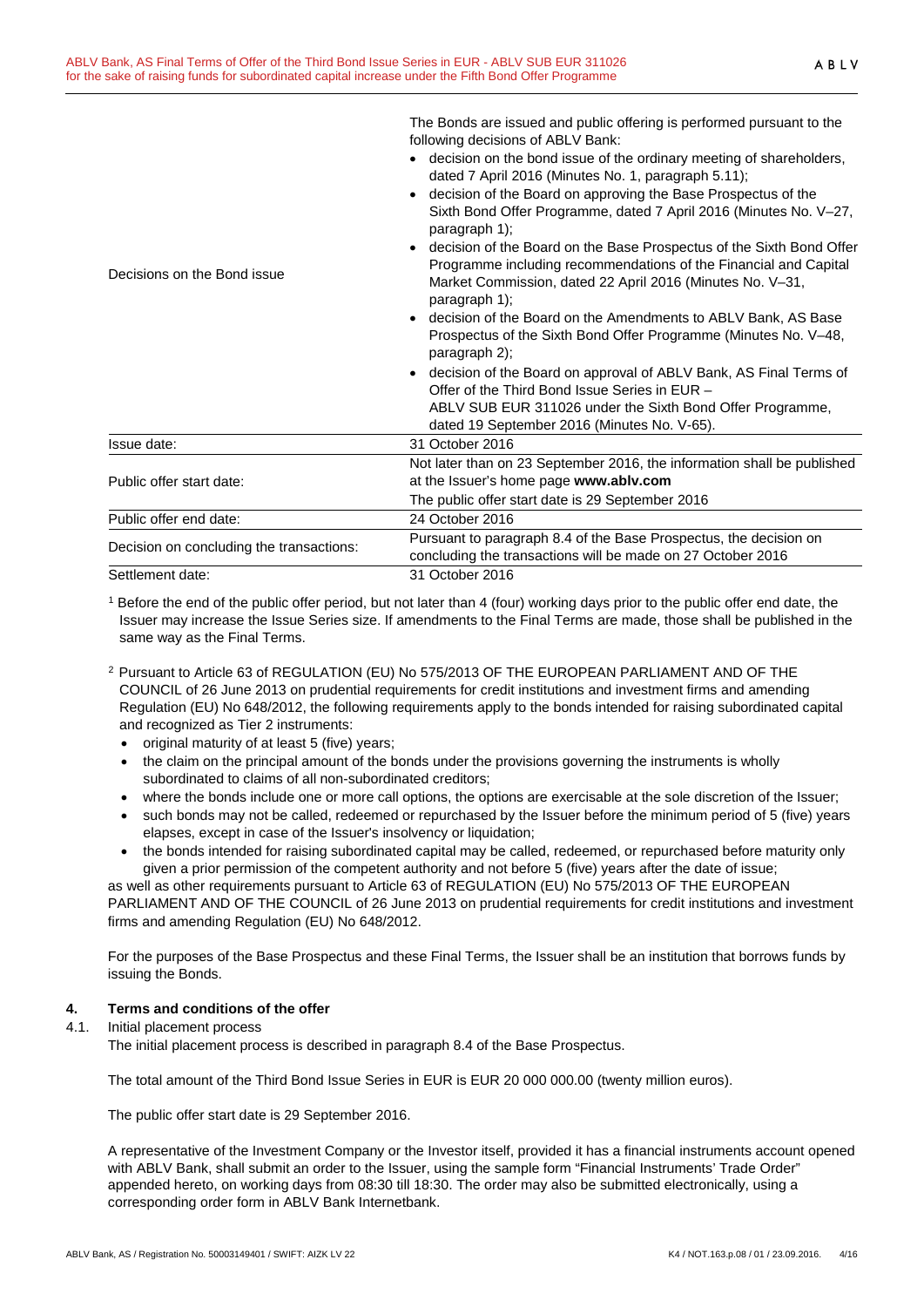| | |
|---|---|
| Decisions on the Bond issue | The Bonds are issued and public offering is performed pursuant to the following decisions of ABLV Bank:<br>• decision on the bond issue of the ordinary meeting of shareholders, dated 7 April 2016 (Minutes No. 1, paragraph 5.11);<br>• decision of the Board on approving the Base Prospectus of the Sixth Bond Offer Programme, dated 7 April 2016 (Minutes No. V–27, paragraph 1);<br>• decision of the Board on the Base Prospectus of the Sixth Bond Offer Programme including recommendations of the Financial and Capital Market Commission, dated 22 April 2016 (Minutes No. V–31, paragraph 1);<br>• decision of the Board on the Amendments to ABLV Bank, AS Base Prospectus of the Sixth Bond Offer Programme (Minutes No. V–48, paragraph 2);<br>• decision of the Board on approval of ABLV Bank, AS Final Terms of Offer of the Third Bond Issue Series in EUR – ABLV SUB EUR 311026 under the Sixth Bond Offer Programme, dated 19 September 2016 (Minutes No. V-65). |
| Issue date: | 31 October 2016 |
| Public offer start date: | Not later than on 23 September 2016, the information shall be published at the Issuer's home page **www.ablv.com**<br>The public offer start date is 29 September 2016 |
| Public offer end date: | 24 October 2016 |
| Decision on concluding the transactions: | Pursuant to paragraph 8.4 of the Base Prospectus, the decision on concluding the transactions will be made on 27 October 2016 |
| Settlement date: | 31 October 2016 |

[1] Before the end of the public offer period, but not later than 4 (four) working days prior to the public offer end date, the Issuer may increase the Issue Series size. If amendments to the Final Terms are made, those shall be published in the same way as the Final Terms.

[2] Pursuant to Article 63 of REGULATION (EU) No 575/2013 OF THE EUROPEAN PARLIAMENT AND OF THE COUNCIL of 26 June 2013 on prudential requirements for credit institutions and investment firms and amending Regulation (EU) No 648/2012, the following requirements apply to the bonds intended for raising subordinated capital and recognized as Tier 2 instruments:

- original maturity of at least 5 (five) years;
- the claim on the principal amount of the bonds under the provisions governing the instruments is wholly subordinated to claims of all non-subordinated creditors;
- where the bonds include one or more call options, the options are exercisable at the sole discretion of the Issuer;
- such bonds may not be called, redeemed or repurchased by the Issuer before the minimum period of 5 (five) years elapses, except in case of the Issuer's insolvency or liquidation;
- the bonds intended for raising subordinated capital may be called, redeemed, or repurchased before maturity only given a prior permission of the competent authority and not before 5 (five) years after the date of issue;

as well as other requirements pursuant to Article 63 of REGULATION (EU) No 575/2013 OF THE EUROPEAN PARLIAMENT AND OF THE COUNCIL of 26 June 2013 on prudential requirements for credit institutions and investment firms and amending Regulation (EU) No 648/2012.

For the purposes of the Base Prospectus and these Final Terms, the Issuer shall be an institution that borrows funds by issuing the Bonds.

## 4. Terms and conditions of the offer

### 4.1. Initial placement process

The initial placement process is described in paragraph 8.4 of the Base Prospectus.

The total amount of the Third Bond Issue Series in EUR is EUR 20 000 000.00 (twenty million euros).

The public offer start date is 29 September 2016.

A representative of the Investment Company or the Investor itself, provided it has a financial instruments account opened with ABLV Bank, shall submit an order to the Issuer, using the sample form "Financial Instruments' Trade Order" appended hereto, on working days from 08:30 till 18:30. The order may also be submitted electronically, using a corresponding order form in ABLV Bank Internetbank.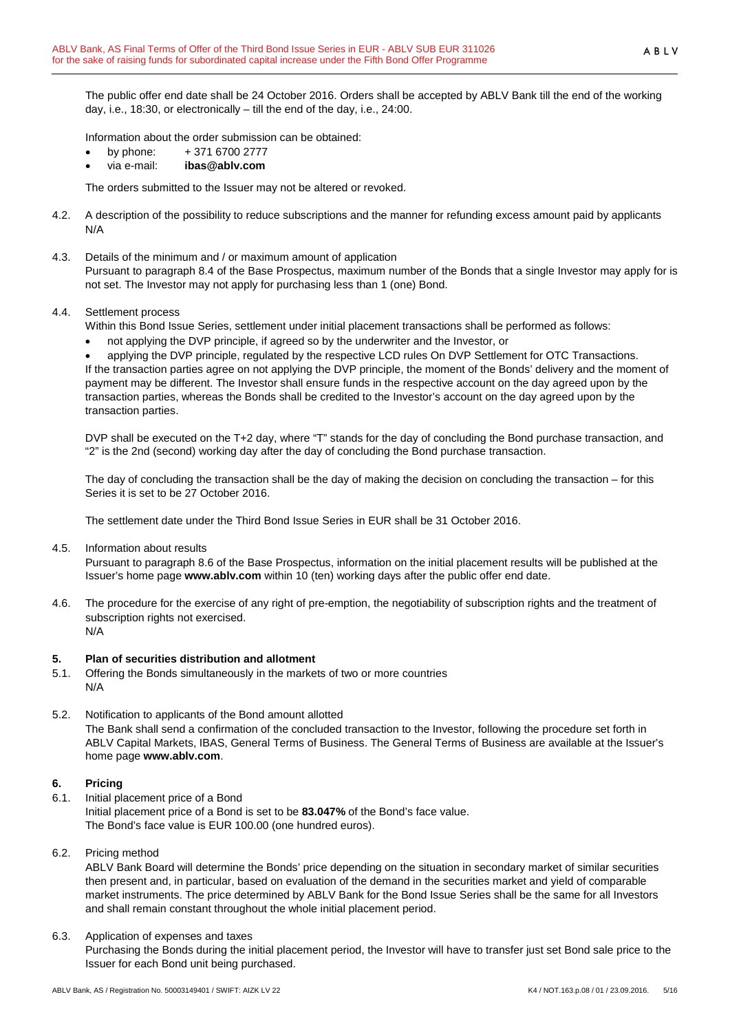The public offer end date shall be 24 October 2016. Orders shall be accepted by ABLV Bank till the end of the working day, i.e., 18:30, or electronically – till the end of the day, i.e., 24:00.

Information about the order submission can be obtained:

- by phone: + 371 6700 2777
- via e-mail: **ibas@ablv.com**

The orders submitted to the Issuer may not be altered or revoked.

4.2. A description of the possibility to reduce subscriptions and the manner for refunding excess amount paid by applicants
N/A

4.3. Details of the minimum and / or maximum amount of application
Pursuant to paragraph 8.4 of the Base Prospectus, maximum number of the Bonds that a single Investor may apply for is not set. The Investor may not apply for purchasing less than 1 (one) Bond.

4.4. Settlement process
Within this Bond Issue Series, settlement under initial placement transactions shall be performed as follows:

- not applying the DVP principle, if agreed so by the underwriter and the Investor, or
- applying the DVP principle, regulated by the respective LCD rules On DVP Settlement for OTC Transactions.

If the transaction parties agree on not applying the DVP principle, the moment of the Bonds' delivery and the moment of payment may be different. The Investor shall ensure funds in the respective account on the day agreed upon by the transaction parties, whereas the Bonds shall be credited to the Investor's account on the day agreed upon by the transaction parties.

DVP shall be executed on the T+2 day, where "T" stands for the day of concluding the Bond purchase transaction, and "2" is the 2nd (second) working day after the day of concluding the Bond purchase transaction.

The day of concluding the transaction shall be the day of making the decision on concluding the transaction – for this Series it is set to be 27 October 2016.

The settlement date under the Third Bond Issue Series in EUR shall be 31 October 2016.

4.5. Information about results
Pursuant to paragraph 8.6 of the Base Prospectus, information on the initial placement results will be published at the Issuer's home page **www.ablv.com** within 10 (ten) working days after the public offer end date.

4.6. The procedure for the exercise of any right of pre-emption, the negotiability of subscription rights and the treatment of subscription rights not exercised.
N/A

## 5. Plan of securities distribution and allotment

5.1. Offering the Bonds simultaneously in the markets of two or more countries
N/A

5.2. Notification to applicants of the Bond amount allotted
The Bank shall send a confirmation of the concluded transaction to the Investor, following the procedure set forth in ABLV Capital Markets, IBAS, General Terms of Business. The General Terms of Business are available at the Issuer's home page **www.ablv.com**.

## 6. Pricing

6.1. Initial placement price of a Bond
Initial placement price of a Bond is set to be **83.047%** of the Bond's face value.
The Bond's face value is EUR 100.00 (one hundred euros).

6.2. Pricing method
ABLV Bank Board will determine the Bonds' price depending on the situation in secondary market of similar securities then present and, in particular, based on evaluation of the demand in the securities market and yield of comparable market instruments. The price determined by ABLV Bank for the Bond Issue Series shall be the same for all Investors and shall remain constant throughout the whole initial placement period.

6.3. Application of expenses and taxes
Purchasing the Bonds during the initial placement period, the Investor will have to transfer just set Bond sale price to the Issuer for each Bond unit being purchased.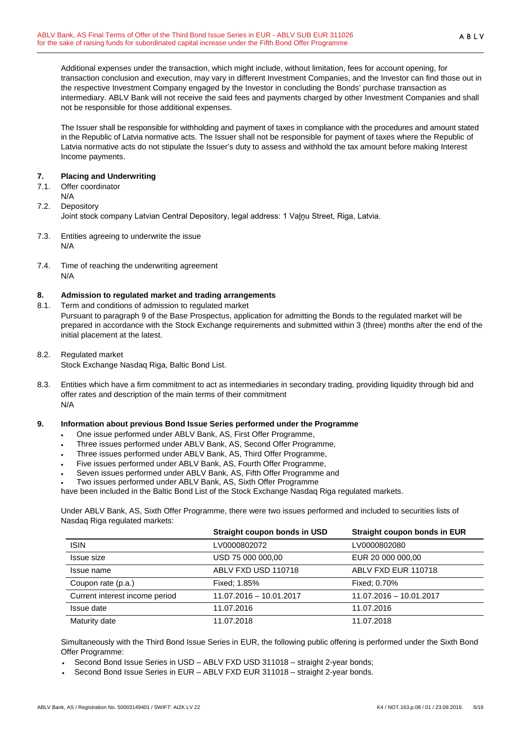Additional expenses under the transaction, which might include, without limitation, fees for account opening, for transaction conclusion and execution, may vary in different Investment Companies, and the Investor can find those out in the respective Investment Company engaged by the Investor in concluding the Bonds' purchase transaction as intermediary. ABLV Bank will not receive the said fees and payments charged by other Investment Companies and shall not be responsible for those additional expenses.

The Issuer shall be responsible for withholding and payment of taxes in compliance with the procedures and amount stated in the Republic of Latvia normative acts. The Issuer shall not be responsible for payment of taxes where the Republic of Latvia normative acts do not stipulate the Issuer's duty to assess and withhold the tax amount before making Interest Income payments.

## 7. Placing and Underwriting

7.1. Offer coordinator
N/A

7.2. Depository
Joint stock company Latvian Central Depository, legal address: 1 Vaļņu Street, Riga, Latvia.

7.3. Entities agreeing to underwrite the issue
N/A

7.4. Time of reaching the underwriting agreement
N/A

## 8. Admission to regulated market and trading arrangements

8.1. Term and conditions of admission to regulated market
Pursuant to paragraph 9 of the Base Prospectus, application for admitting the Bonds to the regulated market will be prepared in accordance with the Stock Exchange requirements and submitted within 3 (three) months after the end of the initial placement at the latest.

8.2. Regulated market
Stock Exchange Nasdaq Riga, Baltic Bond List.

8.3. Entities which have a firm commitment to act as intermediaries in secondary trading, providing liquidity through bid and offer rates and description of the main terms of their commitment
N/A

## 9. Information about previous Bond Issue Series performed under the Programme

- One issue performed under ABLV Bank, AS, First Offer Programme,
- Three issues performed under ABLV Bank, AS, Second Offer Programme,
- Three issues performed under ABLV Bank, AS, Third Offer Programme,
- Five issues performed under ABLV Bank, AS, Fourth Offer Programme,
- Seven issues performed under ABLV Bank, AS, Fifth Offer Programme and
- Two issues performed under ABLV Bank, AS, Sixth Offer Programme

have been included in the Baltic Bond List of the Stock Exchange Nasdaq Riga regulated markets.

Under ABLV Bank, AS, Sixth Offer Programme, there were two issues performed and included to securities lists of Nasdaq Riga regulated markets:

| | Straight coupon bonds in USD | Straight coupon bonds in EUR |
|---|---|---|
| ISIN | LV0000802072 | LV0000802080 |
| Issue size | USD 75 000 000,00 | EUR 20 000 000,00 |
| Issue name | ABLV FXD USD 110718 | ABLV FXD EUR 110718 |
| Coupon rate (p.a.) | Fixed; 1.85% | Fixed; 0.70% |
| Current interest income period | 11.07.2016 – 10.01.2017 | 11.07.2016 – 10.01.2017 |
| Issue date | 11.07.2016 | 11.07.2016 |
| Maturity date | 11.07.2018 | 11.07.2018 |

Simultaneously with the Third Bond Issue Series in EUR, the following public offering is performed under the Sixth Bond Offer Programme:

- Second Bond Issue Series in USD – ABLV FXD USD 311018 – straight 2-year bonds;
- Second Bond Issue Series in EUR – ABLV FXD EUR 311018 – straight 2-year bonds.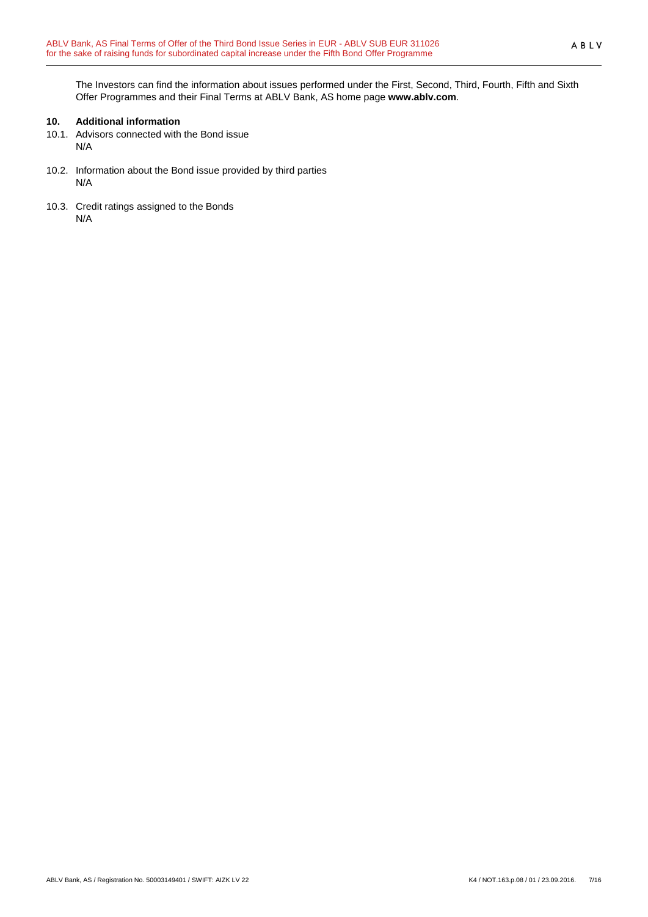The Investors can find the information about issues performed under the First, Second, Third, Fourth, Fifth and Sixth Offer Programmes and their Final Terms at ABLV Bank, AS home page **www.ablv.com**.

## 10. Additional information

10.1. Advisors connected with the Bond issue

N/A

10.2. Information about the Bond issue provided by third parties

N/A

10.3. Credit ratings assigned to the Bonds

N/A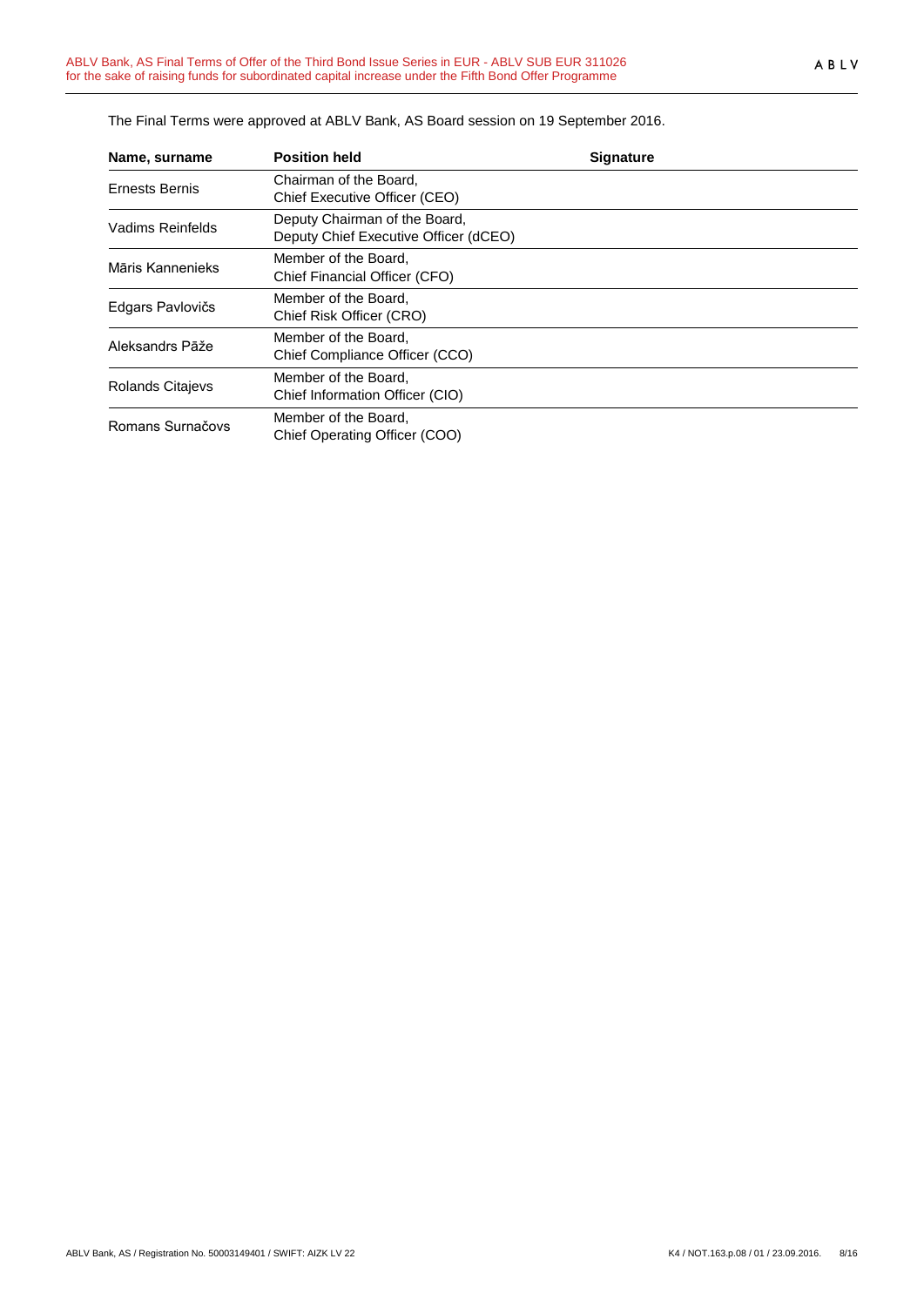The Final Terms were approved at ABLV Bank, AS Board session on 19 September 2016.

| Name, surname | Position held | Signature |
|---|---|---|
| Ernests Bernis | Chairman of the Board, Chief Executive Officer (CEO) | |
| Vadims Reinfelds | Deputy Chairman of the Board, Deputy Chief Executive Officer (dCEO) | |
| Māris Kannenieks | Member of the Board, Chief Financial Officer (CFO) | |
| Edgars Pavlovičs | Member of the Board, Chief Risk Officer (CRO) | |
| Aleksandrs Pāže | Member of the Board, Chief Compliance Officer (CCO) | |
| Rolands Citajevs | Member of the Board, Chief Information Officer (CIO) | |
| Romans Surnačovs | Member of the Board, Chief Operating Officer (COO) | |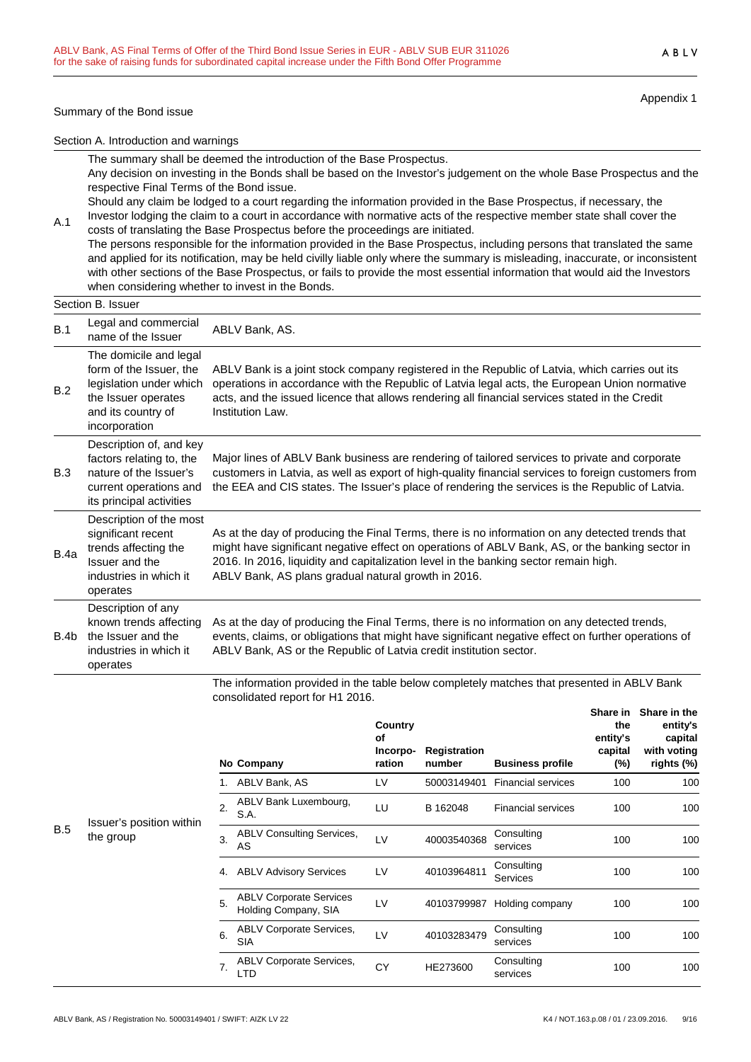Appendix 1

Summary of the Bond issue

Section A. Introduction and warnings

| | |
|---|---|
| A.1 | The summary shall be deemed the introduction of the Base Prospectus.<br>Any decision on investing in the Bonds shall be based on the Investor's judgement on the whole Base Prospectus and the respective Final Terms of the Bond issue.<br>Should any claim be lodged to a court regarding the information provided in the Base Prospectus, if necessary, the Investor lodging the claim to a court in accordance with normative acts of the respective member state shall cover the costs of translating the Base Prospectus before the proceedings are initiated.<br>The persons responsible for the information provided in the Base Prospectus, including persons that translated the same and applied for its notification, may be held civilly liable only where the summary is misleading, inaccurate, or inconsistent with other sections of the Base Prospectus, or fails to provide the most essential information that would aid the Investors when considering whether to invest in the Bonds. |

Section B. Issuer

| | | |
|---|---|---|
| B.1 | Legal and commercial name of the Issuer | ABLV Bank, AS. |
| B.2 | The domicile and legal form of the Issuer, the legislation under which the Issuer operates and its country of incorporation | ABLV Bank is a joint stock company registered in the Republic of Latvia, which carries out its operations in accordance with the Republic of Latvia legal acts, the European Union normative acts, and the issued licence that allows rendering all financial services stated in the Credit Institution Law. |
| B.3 | Description of, and key factors relating to, the nature of the Issuer's current operations and its principal activities | Major lines of ABLV Bank business are rendering of tailored services to private and corporate customers in Latvia, as well as export of high-quality financial services to foreign customers from the EEA and CIS states. The Issuer's place of rendering the services is the Republic of Latvia. |
| B.4a | Description of the most significant recent trends affecting the Issuer and the industries in which it operates | As at the day of producing the Final Terms, there is no information on any detected trends that might have significant negative effect on operations of ABLV Bank, AS, or the banking sector in 2016. In 2016, liquidity and capitalization level in the banking sector remain high.<br>ABLV Bank, AS plans gradual natural growth in 2016. |
| B.4b | Description of any known trends affecting the Issuer and the industries in which it operates | As at the day of producing the Final Terms, there is no information on any detected trends, events, claims, or obligations that might have significant negative effect on further operations of ABLV Bank, AS or the Republic of Latvia credit institution sector. |
| B.5 | Issuer's position within the group | The information provided in the table below completely matches that presented in ABLV Bank consolidated report for H1 2016. |

| No | Company | Country of Incorporation | Registration number | Business profile | Share in the entity's capital (%) | Share in the entity's capital with voting rights (%) |
|---|---|---|---|---|---|---|
| 1. | ABLV Bank, AS | LV | 50003149401 | Financial services | 100 | 100 |
| 2. | ABLV Bank Luxembourg, S.A. | LU | B 162048 | Financial services | 100 | 100 |
| 3. | ABLV Consulting Services, AS | LV | 40003540368 | Consulting services | 100 | 100 |
| 4. | ABLV Advisory Services | LV | 40103964811 | Consulting Services | 100 | 100 |
| 5. | ABLV Corporate Services Holding Company, SIA | LV | 40103799987 | Holding company | 100 | 100 |
| 6. | ABLV Corporate Services, SIA | LV | 40103283479 | Consulting services | 100 | 100 |
| 7. | ABLV Corporate Services, LTD | CY | HE273600 | Consulting services | 100 | 100 |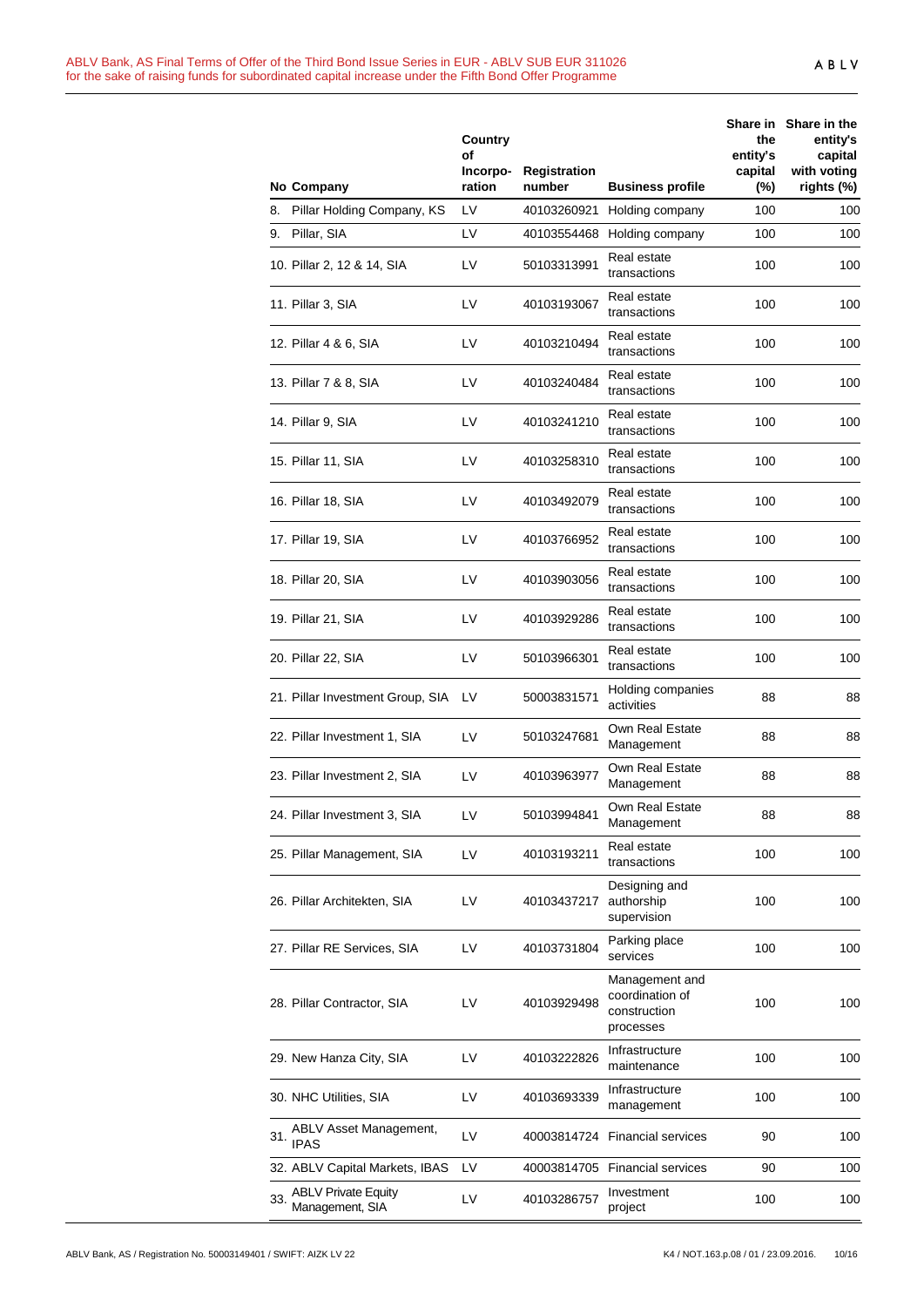| No | Company | Country of Incorpo-ration | Registration number | Business profile | Share in the entity's capital (%) | Share in the entity's capital with voting rights (%) |
|---|---|---|---|---|---|---|
| 8. | Pillar Holding Company, KS | LV | 40103260921 | Holding company | 100 | 100 |
| 9. | Pillar, SIA | LV | 40103554468 | Holding company | 100 | 100 |
| 10. | Pillar 2, 12 & 14, SIA | LV | 50103313991 | Real estate transactions | 100 | 100 |
| 11. | Pillar 3, SIA | LV | 40103193067 | Real estate transactions | 100 | 100 |
| 12. | Pillar 4 & 6, SIA | LV | 40103210494 | Real estate transactions | 100 | 100 |
| 13. | Pillar 7 & 8, SIA | LV | 40103240484 | Real estate transactions | 100 | 100 |
| 14. | Pillar 9, SIA | LV | 40103241210 | Real estate transactions | 100 | 100 |
| 15. | Pillar 11, SIA | LV | 40103258310 | Real estate transactions | 100 | 100 |
| 16. | Pillar 18, SIA | LV | 40103492079 | Real estate transactions | 100 | 100 |
| 17. | Pillar 19, SIA | LV | 40103766952 | Real estate transactions | 100 | 100 |
| 18. | Pillar 20, SIA | LV | 40103903056 | Real estate transactions | 100 | 100 |
| 19. | Pillar 21, SIA | LV | 40103929286 | Real estate transactions | 100 | 100 |
| 20. | Pillar 22, SIA | LV | 50103966301 | Real estate transactions | 100 | 100 |
| 21. | Pillar Investment Group, SIA | LV | 50003831571 | Holding companies activities | 88 | 88 |
| 22. | Pillar Investment 1, SIA | LV | 50103247681 | Own Real Estate Management | 88 | 88 |
| 23. | Pillar Investment 2, SIA | LV | 40103963977 | Own Real Estate Management | 88 | 88 |
| 24. | Pillar Investment 3, SIA | LV | 50103994841 | Own Real Estate Management | 88 | 88 |
| 25. | Pillar Management, SIA | LV | 40103193211 | Real estate transactions | 100 | 100 |
| 26. | Pillar Architekten, SIA | LV | 40103437217 | Designing and authorship supervision | 100 | 100 |
| 27. | Pillar RE Services, SIA | LV | 40103731804 | Parking place services | 100 | 100 |
| 28. | Pillar Contractor, SIA | LV | 40103929498 | Management and coordination of construction processes | 100 | 100 |
| 29. | New Hanza City, SIA | LV | 40103222826 | Infrastructure maintenance | 100 | 100 |
| 30. | NHC Utilities, SIA | LV | 40103693339 | Infrastructure management | 100 | 100 |
| 31. | ABLV Asset Management, IPAS | LV | 40003814724 | Financial services | 90 | 100 |
| 32. | ABLV Capital Markets, IBAS | LV | 40003814705 | Financial services | 90 | 100 |
| 33. | ABLV Private Equity Management, SIA | LV | 40103286757 | Investment project | 100 | 100 |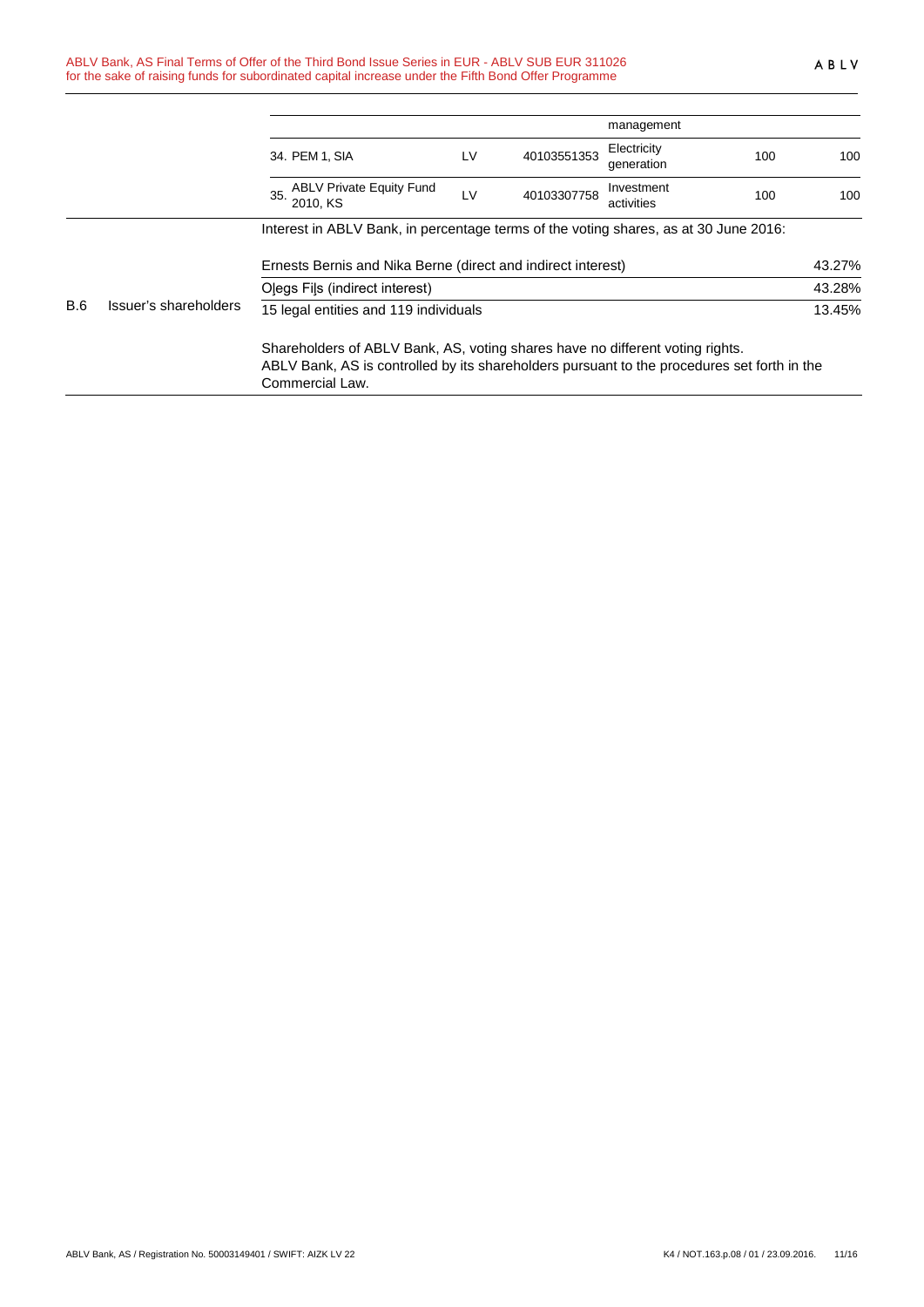| | | | | | | |
|---|---|---|---|---|---|---|
| | | | | management | | |
| | | 34. PEM 1, SIA | LV | 40103551353 | Electricity generation | 100 | 100 |
| | | 35. ABLV Private Equity Fund 2010, KS | LV | 40103307758 | Investment activities | 100 | 100 |

| | | |
|---|---|---|
| B.6 | Issuer's shareholders | Interest in ABLV Bank, in percentage terms of the voting shares, as at 30 June 2016: |

| Shareholder | Interest |
|---|---|
| Ernests Bernis and Nika Berne (direct and indirect interest) | 43.27% |
| Oļegs Fiļs (indirect interest) | 43.28% |
| 15 legal entities and 119 individuals | 13.45% |

Shareholders of ABLV Bank, AS, voting shares have no different voting rights.
ABLV Bank, AS is controlled by its shareholders pursuant to the procedures set forth in the Commercial Law.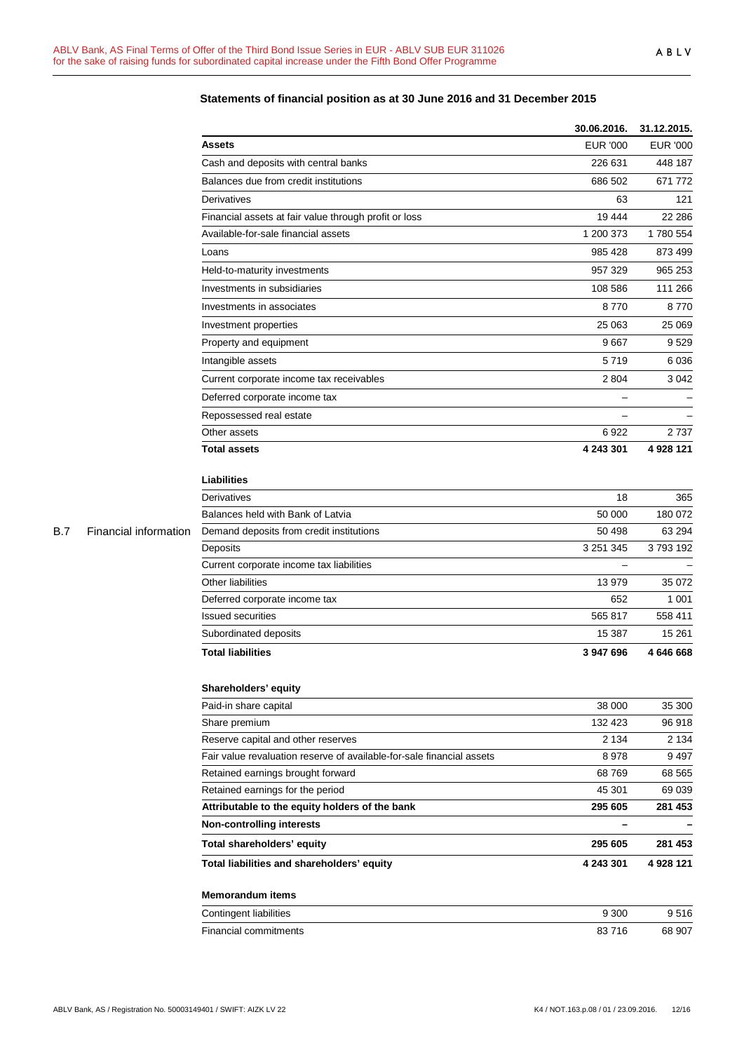B.7 Financial information

## Statements of financial position as at 30 June 2016 and 31 December 2015

| | 30.06.2016. | 31.12.2015. |
|---|---|---|
| **Assets** | EUR '000 | EUR '000 |
| Cash and deposits with central banks | 226 631 | 448 187 |
| Balances due from credit institutions | 686 502 | 671 772 |
| Derivatives | 63 | 121 |
| Financial assets at fair value through profit or loss | 19 444 | 22 286 |
| Available-for-sale financial assets | 1 200 373 | 1 780 554 |
| Loans | 985 428 | 873 499 |
| Held-to-maturity investments | 957 329 | 965 253 |
| Investments in subsidiaries | 108 586 | 111 266 |
| Investments in associates | 8 770 | 8 770 |
| Investment properties | 25 063 | 25 069 |
| Property and equipment | 9 667 | 9 529 |
| Intangible assets | 5 719 | 6 036 |
| Current corporate income tax receivables | 2 804 | 3 042 |
| Deferred corporate income tax | – | – |
| Repossessed real estate | – | – |
| Other assets | 6 922 | 2 737 |
| **Total assets** | **4 243 301** | **4 928 121** |
| | | |
| **Liabilities** | | |
| Derivatives | 18 | 365 |
| Balances held with Bank of Latvia | 50 000 | 180 072 |
| Demand deposits from credit institutions | 50 498 | 63 294 |
| Deposits | 3 251 345 | 3 793 192 |
| Current corporate income tax liabilities | – | – |
| Other liabilities | 13 979 | 35 072 |
| Deferred corporate income tax | 652 | 1 001 |
| Issued securities | 565 817 | 558 411 |
| Subordinated deposits | 15 387 | 15 261 |
| **Total liabilities** | **3 947 696** | **4 646 668** |
| | | |
| **Shareholders' equity** | | |
| Paid-in share capital | 38 000 | 35 300 |
| Share premium | 132 423 | 96 918 |
| Reserve capital and other reserves | 2 134 | 2 134 |
| Fair value revaluation reserve of available-for-sale financial assets | 8 978 | 9 497 |
| Retained earnings brought forward | 68 769 | 68 565 |
| Retained earnings for the period | 45 301 | 69 039 |
| **Attributable to the equity holders of the bank** | **295 605** | **281 453** |
| **Non-controlling interests** | **–** | **–** |
| **Total shareholders' equity** | **295 605** | **281 453** |
| **Total liabilities and shareholders' equity** | **4 243 301** | **4 928 121** |
| | | |
| **Memorandum items** | | |
| Contingent liabilities | 9 300 | 9 516 |
| Financial commitments | 83 716 | 68 907 |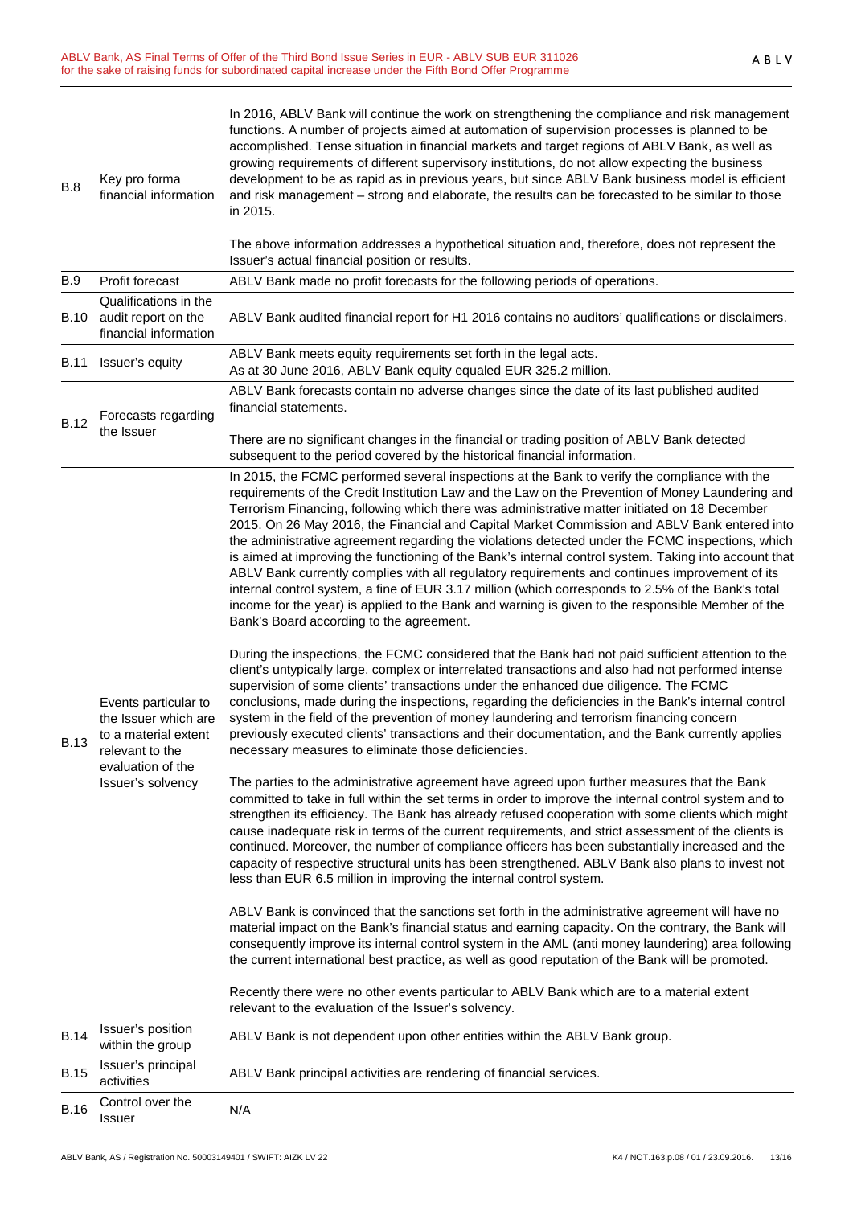| | | |
|---|---|---|
| B.8 | Key pro forma financial information | In 2016, ABLV Bank will continue the work on strengthening the compliance and risk management functions. A number of projects aimed at automation of supervision processes is planned to be accomplished. Tense situation in financial markets and target regions of ABLV Bank, as well as growing requirements of different supervisory institutions, do not allow expecting the business development to be as rapid as in previous years, but since ABLV Bank business model is efficient and risk management – strong and elaborate, the results can be forecasted to be similar to those in 2015.<br><br>The above information addresses a hypothetical situation and, therefore, does not represent the Issuer's actual financial position or results. |
| B.9 | Profit forecast | ABLV Bank made no profit forecasts for the following periods of operations. |
| B.10 | Qualifications in the audit report on the financial information | ABLV Bank audited financial report for H1 2016 contains no auditors' qualifications or disclaimers. |
| B.11 | Issuer's equity | ABLV Bank meets equity requirements set forth in the legal acts.<br>As at 30 June 2016, ABLV Bank equity equaled EUR 325.2 million. |
| B.12 | Forecasts regarding the Issuer | ABLV Bank forecasts contain no adverse changes since the date of its last published audited financial statements.<br><br>There are no significant changes in the financial or trading position of ABLV Bank detected subsequent to the period covered by the historical financial information. |
| B.13 | Events particular to the Issuer which are to a material extent relevant to the evaluation of the Issuer's solvency | In 2015, the FCMC performed several inspections at the Bank to verify the compliance with the requirements of the Credit Institution Law and the Law on the Prevention of Money Laundering and Terrorism Financing, following which there was administrative matter initiated on 18 December 2015. On 26 May 2016, the Financial and Capital Market Commission and ABLV Bank entered into the administrative agreement regarding the violations detected under the FCMC inspections, which is aimed at improving the functioning of the Bank's internal control system. Taking into account that ABLV Bank currently complies with all regulatory requirements and continues improvement of its internal control system, a fine of EUR 3.17 million (which corresponds to 2.5% of the Bank's total income for the year) is applied to the Bank and warning is given to the responsible Member of the Bank's Board according to the agreement.<br><br>During the inspections, the FCMC considered that the Bank had not paid sufficient attention to the client's untypically large, complex or interrelated transactions and also had not performed intense supervision of some clients' transactions under the enhanced due diligence. The FCMC conclusions, made during the inspections, regarding the deficiencies in the Bank's internal control system in the field of the prevention of money laundering and terrorism financing concern previously executed clients' transactions and their documentation, and the Bank currently applies necessary measures to eliminate those deficiencies.<br><br>The parties to the administrative agreement have agreed upon further measures that the Bank committed to take in full within the set terms in order to improve the internal control system and to strengthen its efficiency. The Bank has already refused cooperation with some clients which might cause inadequate risk in terms of the current requirements, and strict assessment of the clients is continued. Moreover, the number of compliance officers has been substantially increased and the capacity of respective structural units has been strengthened. ABLV Bank also plans to invest not less than EUR 6.5 million in improving the internal control system.<br><br>ABLV Bank is convinced that the sanctions set forth in the administrative agreement will have no material impact on the Bank's financial status and earning capacity. On the contrary, the Bank will consequently improve its internal control system in the AML (anti money laundering) area following the current international best practice, as well as good reputation of the Bank will be promoted.<br><br>Recently there were no other events particular to ABLV Bank which are to a material extent relevant to the evaluation of the Issuer's solvency. |
| B.14 | Issuer's position within the group | ABLV Bank is not dependent upon other entities within the ABLV Bank group. |
| B.15 | Issuer's principal activities | ABLV Bank principal activities are rendering of financial services. |
| B.16 | Control over the Issuer | N/A |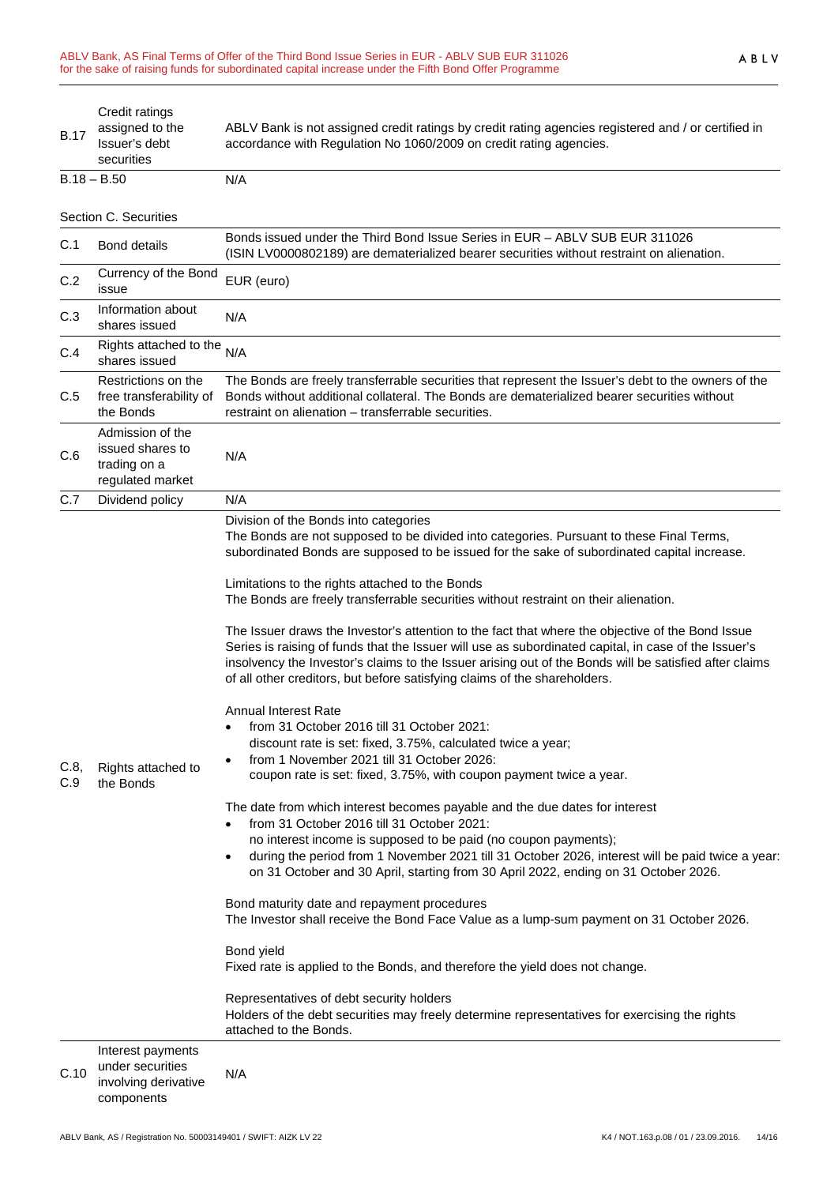| | | |
|---|---|---|
| B.17 | Credit ratings assigned to the Issuer's debt securities | ABLV Bank is not assigned credit ratings by credit rating agencies registered and / or certified in accordance with Regulation No 1060/2009 on credit rating agencies. |
| B.18 – B.50 | | N/A |

Section C. Securities

| | | |
|---|---|---|
| C.1 | Bond details | Bonds issued under the Third Bond Issue Series in EUR – ABLV SUB EUR 311026 (ISIN LV0000802189) are dematerialized bearer securities without restraint on alienation. |
| C.2 | Currency of the Bond issue | EUR (euro) |
| C.3 | Information about shares issued | N/A |
| C.4 | Rights attached to the shares issued | N/A |
| C.5 | Restrictions on the free transferability of the Bonds | The Bonds are freely transferrable securities that represent the Issuer's debt to the owners of the Bonds without additional collateral. The Bonds are dematerialized bearer securities without restraint on alienation – transferrable securities. |
| C.6 | Admission of the issued shares to trading on a regulated market | N/A |
| C.7 | Dividend policy | N/A |
| C.8, C.9 | Rights attached to the Bonds | Division of the Bonds into categories<br>The Bonds are not supposed to be divided into categories. Pursuant to these Final Terms, subordinated Bonds are supposed to be issued for the sake of subordinated capital increase.<br><br>Limitations to the rights attached to the Bonds<br>The Bonds are freely transferrable securities without restraint on their alienation.<br><br>The Issuer draws the Investor's attention to the fact that where the objective of the Bond Issue Series is raising of funds that the Issuer will use as subordinated capital, in case of the Issuer's insolvency the Investor's claims to the Issuer arising out of the Bonds will be satisfied after claims of all other creditors, but before satisfying claims of the shareholders.<br><br>Annual Interest Rate<br>• from 31 October 2016 till 31 October 2021: discount rate is set: fixed, 3.75%, calculated twice a year;<br>• from 1 November 2021 till 31 October 2026: coupon rate is set: fixed, 3.75%, with coupon payment twice a year.<br><br>The date from which interest becomes payable and the due dates for interest<br>• from 31 October 2016 till 31 October 2021: no interest income is supposed to be paid (no coupon payments);<br>• during the period from 1 November 2021 till 31 October 2026, interest will be paid twice a year: on 31 October and 30 April, starting from 30 April 2022, ending on 31 October 2026.<br><br>Bond maturity date and repayment procedures<br>The Investor shall receive the Bond Face Value as a lump-sum payment on 31 October 2026.<br><br>Bond yield<br>Fixed rate is applied to the Bonds, and therefore the yield does not change.<br><br>Representatives of debt security holders<br>Holders of the debt securities may freely determine representatives for exercising the rights attached to the Bonds. |
| C.10 | Interest payments under securities involving derivative components | N/A |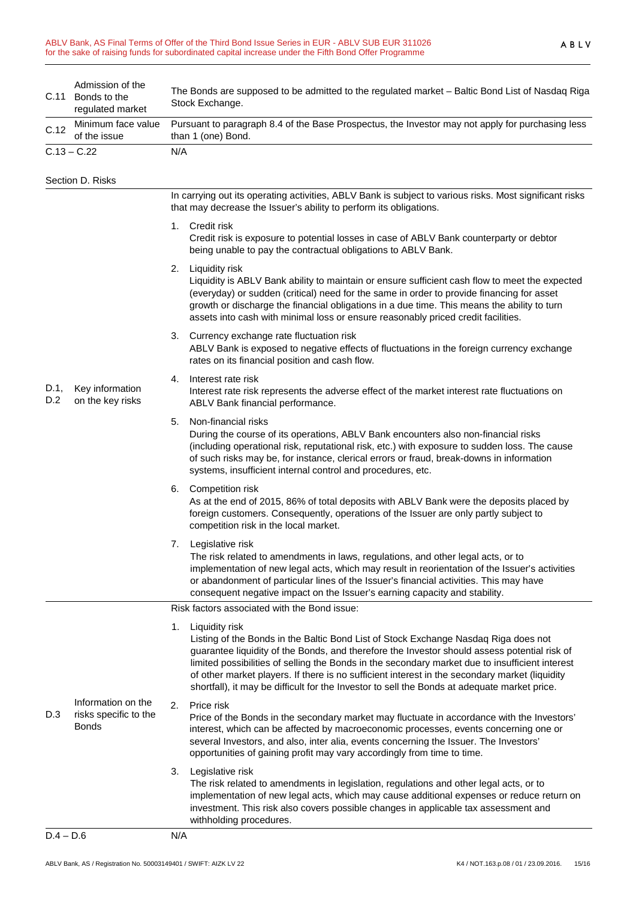| | | |
|---|---|---|
| C.11 | Admission of the Bonds to the regulated market | The Bonds are supposed to be admitted to the regulated market – Baltic Bond List of Nasdaq Riga Stock Exchange. |
| C.12 | Minimum face value of the issue | Pursuant to paragraph 8.4 of the Base Prospectus, the Investor may not apply for purchasing less than 1 (one) Bond. |
| C.13 – C.22 | | N/A |

Section D. Risks

| | | |
|---|---|---|
| D.1, D.2 | Key information on the key risks | In carrying out its operating activities, ABLV Bank is subject to various risks. Most significant risks that may decrease the Issuer's ability to perform its obligations.<br><br>1. Credit risk<br>Credit risk is exposure to potential losses in case of ABLV Bank counterparty or debtor being unable to pay the contractual obligations to ABLV Bank.<br><br>2. Liquidity risk<br>Liquidity is ABLV Bank ability to maintain or ensure sufficient cash flow to meet the expected (everyday) or sudden (critical) need for the same in order to provide financing for asset growth or discharge the financial obligations in a due time. This means the ability to turn assets into cash with minimal loss or ensure reasonably priced credit facilities.<br><br>3. Currency exchange rate fluctuation risk<br>ABLV Bank is exposed to negative effects of fluctuations in the foreign currency exchange rates on its financial position and cash flow.<br><br>4. Interest rate risk<br>Interest rate risk represents the adverse effect of the market interest rate fluctuations on ABLV Bank financial performance.<br><br>5. Non-financial risks<br>During the course of its operations, ABLV Bank encounters also non-financial risks (including operational risk, reputational risk, etc.) with exposure to sudden loss. The cause of such risks may be, for instance, clerical errors or fraud, break-downs in information systems, insufficient internal control and procedures, etc.<br><br>6. Competition risk<br>As at the end of 2015, 86% of total deposits with ABLV Bank were the deposits placed by foreign customers. Consequently, operations of the Issuer are only partly subject to competition risk in the local market.<br><br>7. Legislative risk<br>The risk related to amendments in laws, regulations, and other legal acts, or to implementation of new legal acts, which may result in reorientation of the Issuer's activities or abandonment of particular lines of the Issuer's financial activities. This may have consequent negative impact on the Issuer's earning capacity and stability. |
| D.3 | Information on the risks specific to the Bonds | Risk factors associated with the Bond issue:<br><br>1. Liquidity risk<br>Listing of the Bonds in the Baltic Bond List of Stock Exchange Nasdaq Riga does not guarantee liquidity of the Bonds, and therefore the Investor should assess potential risk of limited possibilities of selling the Bonds in the secondary market due to insufficient interest of other market players. If there is no sufficient interest in the secondary market (liquidity shortfall), it may be difficult for the Investor to sell the Bonds at adequate market price.<br><br>2. Price risk<br>Price of the Bonds in the secondary market may fluctuate in accordance with the Investors' interest, which can be affected by macroeconomic processes, events concerning one or several Investors, and also, inter alia, events concerning the Issuer. The Investors' opportunities of gaining profit may vary accordingly from time to time.<br><br>3. Legislative risk<br>The risk related to amendments in legislation, regulations and other legal acts, or to implementation of new legal acts, which may cause additional expenses or reduce return on investment. This risk also covers possible changes in applicable tax assessment and withholding procedures. |
| D.4 – D.6 | | N/A |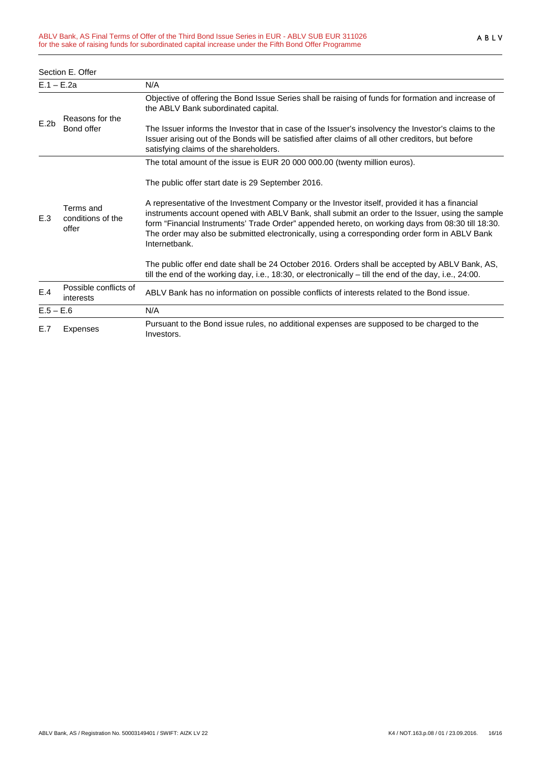Section E. Offer

| | | |
|---|---|---|
| E.1 – E.2a | | N/A |
| E.2b | Reasons for the Bond offer | Objective of offering the Bond Issue Series shall be raising of funds for formation and increase of the ABLV Bank subordinated capital.<br><br>The Issuer informs the Investor that in case of the Issuer's insolvency the Investor's claims to the Issuer arising out of the Bonds will be satisfied after claims of all other creditors, but before satisfying claims of the shareholders. |
| E.3 | Terms and conditions of the offer | The total amount of the issue is EUR 20 000 000.00 (twenty million euros).<br><br>The public offer start date is 29 September 2016.<br><br>A representative of the Investment Company or the Investor itself, provided it has a financial instruments account opened with ABLV Bank, shall submit an order to the Issuer, using the sample form "Financial Instruments' Trade Order" appended hereto, on working days from 08:30 till 18:30. The order may also be submitted electronically, using a corresponding order form in ABLV Bank Internetbank.<br><br>The public offer end date shall be 24 October 2016. Orders shall be accepted by ABLV Bank, AS, till the end of the working day, i.e., 18:30, or electronically – till the end of the day, i.e., 24:00. |
| E.4 | Possible conflicts of interests | ABLV Bank has no information on possible conflicts of interests related to the Bond issue. |
| E.5 – E.6 | | N/A |
| E.7 | Expenses | Pursuant to the Bond issue rules, no additional expenses are supposed to be charged to the Investors. |